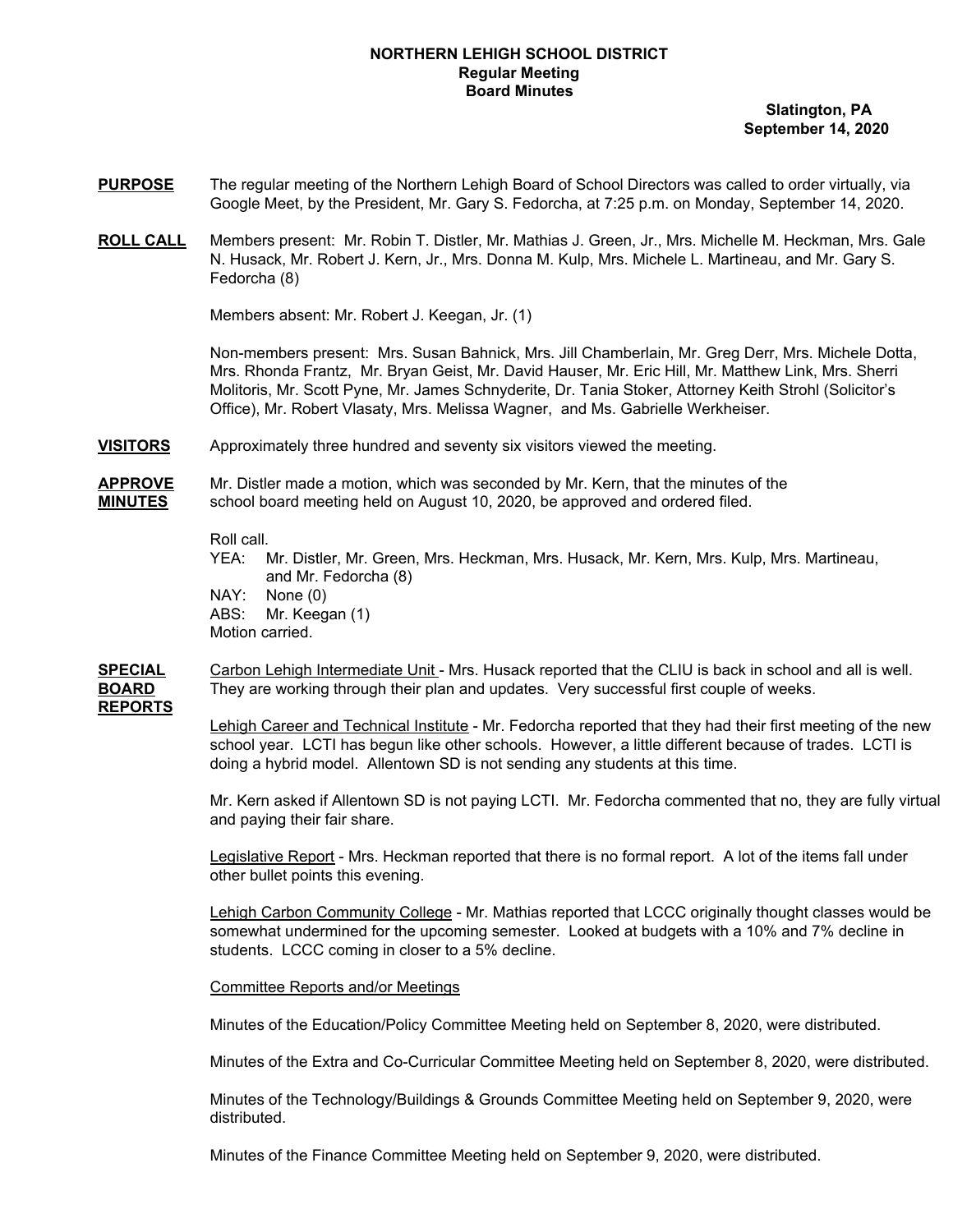**NORTHERN LEHIGH SCHOOL DISTRICT**
**Regular Meeting**
**Board Minutes**

**Slatington, PA**
**September 14, 2020**

**PURPOSE** The regular meeting of the Northern Lehigh Board of School Directors was called to order virtually, via Google Meet, by the President, Mr. Gary S. Fedorcha, at 7:25 p.m. on Monday, September 14, 2020.

**ROLL CALL** Members present: Mr. Robin T. Distler, Mr. Mathias J. Green, Jr., Mrs. Michelle M. Heckman, Mrs. Gale N. Husack, Mr. Robert J. Kern, Jr., Mrs. Donna M. Kulp, Mrs. Michele L. Martineau, and Mr. Gary S. Fedorcha (8)

Members absent: Mr. Robert J. Keegan, Jr. (1)

Non-members present: Mrs. Susan Bahnick, Mrs. Jill Chamberlain, Mr. Greg Derr, Mrs. Michele Dotta, Mrs. Rhonda Frantz, Mr. Bryan Geist, Mr. David Hauser, Mr. Eric Hill, Mr. Matthew Link, Mrs. Sherri Molitoris, Mr. Scott Pyne, Mr. James Schnyderite, Dr. Tania Stoker, Attorney Keith Strohl (Solicitor's Office), Mr. Robert Vlasaty, Mrs. Melissa Wagner, and Ms. Gabrielle Werkheiser.

**VISITORS** Approximately three hundred and seventy six visitors viewed the meeting.

**APPROVE MINUTES** Mr. Distler made a motion, which was seconded by Mr. Kern, that the minutes of the school board meeting held on August 10, 2020, be approved and ordered filed.

Roll call.
YEA: Mr. Distler, Mr. Green, Mrs. Heckman, Mrs. Husack, Mr. Kern, Mrs. Kulp, Mrs. Martineau, and Mr. Fedorcha (8)
NAY: None (0)
ABS: Mr. Keegan (1)
Motion carried.

**SPECIAL BOARD REPORTS** Carbon Lehigh Intermediate Unit - Mrs. Husack reported that the CLIU is back in school and all is well. They are working through their plan and updates. Very successful first couple of weeks.

Lehigh Career and Technical Institute - Mr. Fedorcha reported that they had their first meeting of the new school year. LCTI has begun like other schools. However, a little different because of trades. LCTI is doing a hybrid model. Allentown SD is not sending any students at this time.

Mr. Kern asked if Allentown SD is not paying LCTI. Mr. Fedorcha commented that no, they are fully virtual and paying their fair share.

Legislative Report - Mrs. Heckman reported that there is no formal report. A lot of the items fall under other bullet points this evening.

Lehigh Carbon Community College - Mr. Mathias reported that LCCC originally thought classes would be somewhat undermined for the upcoming semester. Looked at budgets with a 10% and 7% decline in students. LCCC coming in closer to a 5% decline.

Committee Reports and/or Meetings

Minutes of the Education/Policy Committee Meeting held on September 8, 2020, were distributed.

Minutes of the Extra and Co-Curricular Committee Meeting held on September 8, 2020, were distributed.

Minutes of the Technology/Buildings & Grounds Committee Meeting held on September 9, 2020, were distributed.

Minutes of the Finance Committee Meeting held on September 9, 2020, were distributed.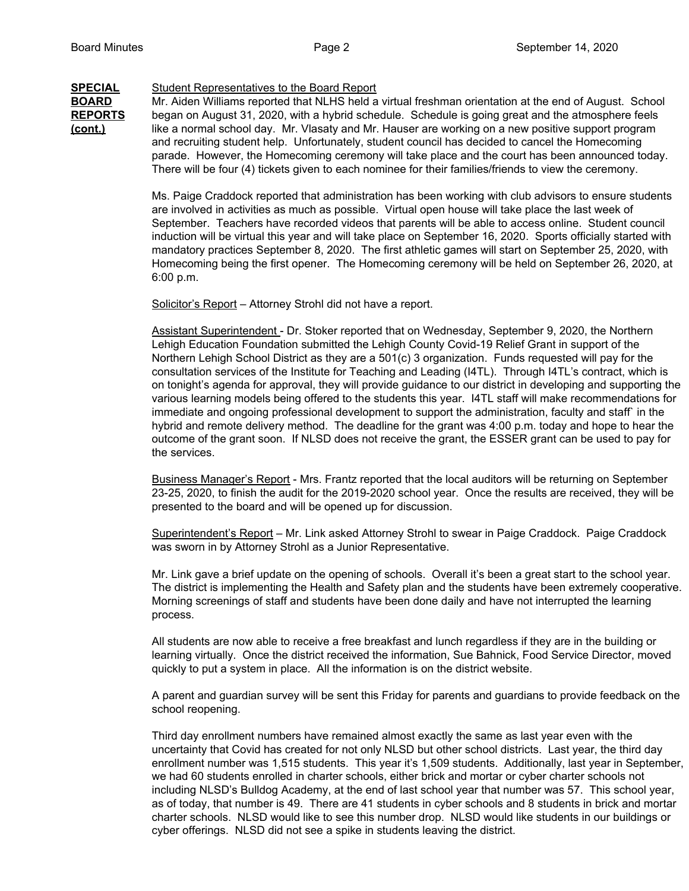**SPECIAL BOARD REPORTS (cont.)**

Student Representatives to the Board Report

Mr. Aiden Williams reported that NLHS held a virtual freshman orientation at the end of August. School began on August 31, 2020, with a hybrid schedule. Schedule is going great and the atmosphere feels like a normal school day. Mr. Vlasaty and Mr. Hauser are working on a new positive support program and recruiting student help. Unfortunately, student council has decided to cancel the Homecoming parade. However, the Homecoming ceremony will take place and the court has been announced today. There will be four (4) tickets given to each nominee for their families/friends to view the ceremony.

Ms. Paige Craddock reported that administration has been working with club advisors to ensure students are involved in activities as much as possible. Virtual open house will take place the last week of September. Teachers have recorded videos that parents will be able to access online. Student council induction will be virtual this year and will take place on September 16, 2020. Sports officially started with mandatory practices September 8, 2020. The first athletic games will start on September 25, 2020, with Homecoming being the first opener. The Homecoming ceremony will be held on September 26, 2020, at 6:00 p.m.

Solicitor's Report – Attorney Strohl did not have a report.

Assistant Superintendent - Dr. Stoker reported that on Wednesday, September 9, 2020, the Northern Lehigh Education Foundation submitted the Lehigh County Covid-19 Relief Grant in support of the Northern Lehigh School District as they are a 501(c) 3 organization. Funds requested will pay for the consultation services of the Institute for Teaching and Leading (I4TL). Through I4TL's contract, which is on tonight's agenda for approval, they will provide guidance to our district in developing and supporting the various learning models being offered to the students this year. I4TL staff will make recommendations for immediate and ongoing professional development to support the administration, faculty and staff` in the hybrid and remote delivery method. The deadline for the grant was 4:00 p.m. today and hope to hear the outcome of the grant soon. If NLSD does not receive the grant, the ESSER grant can be used to pay for the services.

Business Manager's Report - Mrs. Frantz reported that the local auditors will be returning on September 23-25, 2020, to finish the audit for the 2019-2020 school year. Once the results are received, they will be presented to the board and will be opened up for discussion.

Superintendent's Report – Mr. Link asked Attorney Strohl to swear in Paige Craddock. Paige Craddock was sworn in by Attorney Strohl as a Junior Representative.

Mr. Link gave a brief update on the opening of schools. Overall it's been a great start to the school year. The district is implementing the Health and Safety plan and the students have been extremely cooperative. Morning screenings of staff and students have been done daily and have not interrupted the learning process.

All students are now able to receive a free breakfast and lunch regardless if they are in the building or learning virtually. Once the district received the information, Sue Bahnick, Food Service Director, moved quickly to put a system in place. All the information is on the district website.

A parent and guardian survey will be sent this Friday for parents and guardians to provide feedback on the school reopening.

Third day enrollment numbers have remained almost exactly the same as last year even with the uncertainty that Covid has created for not only NLSD but other school districts. Last year, the third day enrollment number was 1,515 students. This year it's 1,509 students. Additionally, last year in September, we had 60 students enrolled in charter schools, either brick and mortar or cyber charter schools not including NLSD's Bulldog Academy, at the end of last school year that number was 57. This school year, as of today, that number is 49. There are 41 students in cyber schools and 8 students in brick and mortar charter schools. NLSD would like to see this number drop. NLSD would like students in our buildings or cyber offerings. NLSD did not see a spike in students leaving the district.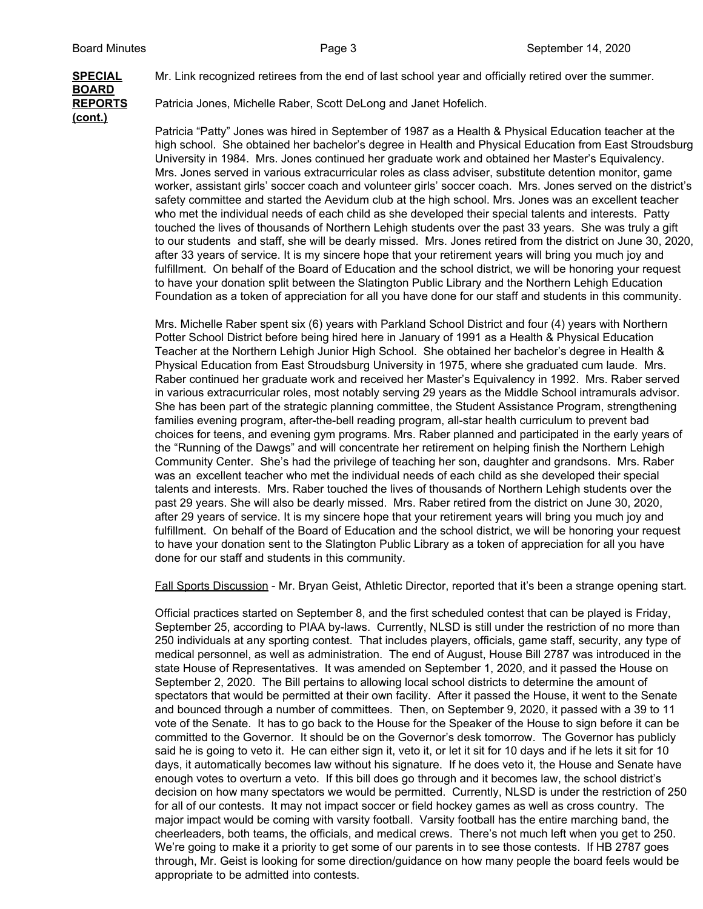**SPECIAL BOARD REPORTS (cont.)**

Mr. Link recognized retirees from the end of last school year and officially retired over the summer.

Patricia Jones, Michelle Raber, Scott DeLong and Janet Hofelich.

Patricia "Patty" Jones was hired in September of 1987 as a Health & Physical Education teacher at the high school. She obtained her bachelor's degree in Health and Physical Education from East Stroudsburg University in 1984. Mrs. Jones continued her graduate work and obtained her Master's Equivalency. Mrs. Jones served in various extracurricular roles as class adviser, substitute detention monitor, game worker, assistant girls' soccer coach and volunteer girls' soccer coach. Mrs. Jones served on the district's safety committee and started the Aevidum club at the high school. Mrs. Jones was an excellent teacher who met the individual needs of each child as she developed their special talents and interests. Patty touched the lives of thousands of Northern Lehigh students over the past 33 years. She was truly a gift to our students and staff, she will be dearly missed. Mrs. Jones retired from the district on June 30, 2020, after 33 years of service. It is my sincere hope that your retirement years will bring you much joy and fulfillment. On behalf of the Board of Education and the school district, we will be honoring your request to have your donation split between the Slatington Public Library and the Northern Lehigh Education Foundation as a token of appreciation for all you have done for our staff and students in this community.

Mrs. Michelle Raber spent six (6) years with Parkland School District and four (4) years with Northern Potter School District before being hired here in January of 1991 as a Health & Physical Education Teacher at the Northern Lehigh Junior High School. She obtained her bachelor's degree in Health & Physical Education from East Stroudsburg University in 1975, where she graduated cum laude. Mrs. Raber continued her graduate work and received her Master's Equivalency in 1992. Mrs. Raber served in various extracurricular roles, most notably serving 29 years as the Middle School intramurals advisor. She has been part of the strategic planning committee, the Student Assistance Program, strengthening families evening program, after-the-bell reading program, all-star health curriculum to prevent bad choices for teens, and evening gym programs. Mrs. Raber planned and participated in the early years of the "Running of the Dawgs" and will concentrate her retirement on helping finish the Northern Lehigh Community Center. She's had the privilege of teaching her son, daughter and grandsons. Mrs. Raber was an excellent teacher who met the individual needs of each child as she developed their special talents and interests. Mrs. Raber touched the lives of thousands of Northern Lehigh students over the past 29 years. She will also be dearly missed. Mrs. Raber retired from the district on June 30, 2020, after 29 years of service. It is my sincere hope that your retirement years will bring you much joy and fulfillment. On behalf of the Board of Education and the school district, we will be honoring your request to have your donation sent to the Slatington Public Library as a token of appreciation for all you have done for our staff and students in this community.

Fall Sports Discussion - Mr. Bryan Geist, Athletic Director, reported that it's been a strange opening start.

Official practices started on September 8, and the first scheduled contest that can be played is Friday, September 25, according to PIAA by-laws. Currently, NLSD is still under the restriction of no more than 250 individuals at any sporting contest. That includes players, officials, game staff, security, any type of medical personnel, as well as administration. The end of August, House Bill 2787 was introduced in the state House of Representatives. It was amended on September 1, 2020, and it passed the House on September 2, 2020. The Bill pertains to allowing local school districts to determine the amount of spectators that would be permitted at their own facility. After it passed the House, it went to the Senate and bounced through a number of committees. Then, on September 9, 2020, it passed with a 39 to 11 vote of the Senate. It has to go back to the House for the Speaker of the House to sign before it can be committed to the Governor. It should be on the Governor's desk tomorrow. The Governor has publicly said he is going to veto it. He can either sign it, veto it, or let it sit for 10 days and if he lets it sit for 10 days, it automatically becomes law without his signature. If he does veto it, the House and Senate have enough votes to overturn a veto. If this bill does go through and it becomes law, the school district's decision on how many spectators we would be permitted. Currently, NLSD is under the restriction of 250 for all of our contests. It may not impact soccer or field hockey games as well as cross country. The major impact would be coming with varsity football. Varsity football has the entire marching band, the cheerleaders, both teams, the officials, and medical crews. There's not much left when you get to 250. We're going to make it a priority to get some of our parents in to see those contests. If HB 2787 goes through, Mr. Geist is looking for some direction/guidance on how many people the board feels would be appropriate to be admitted into contests.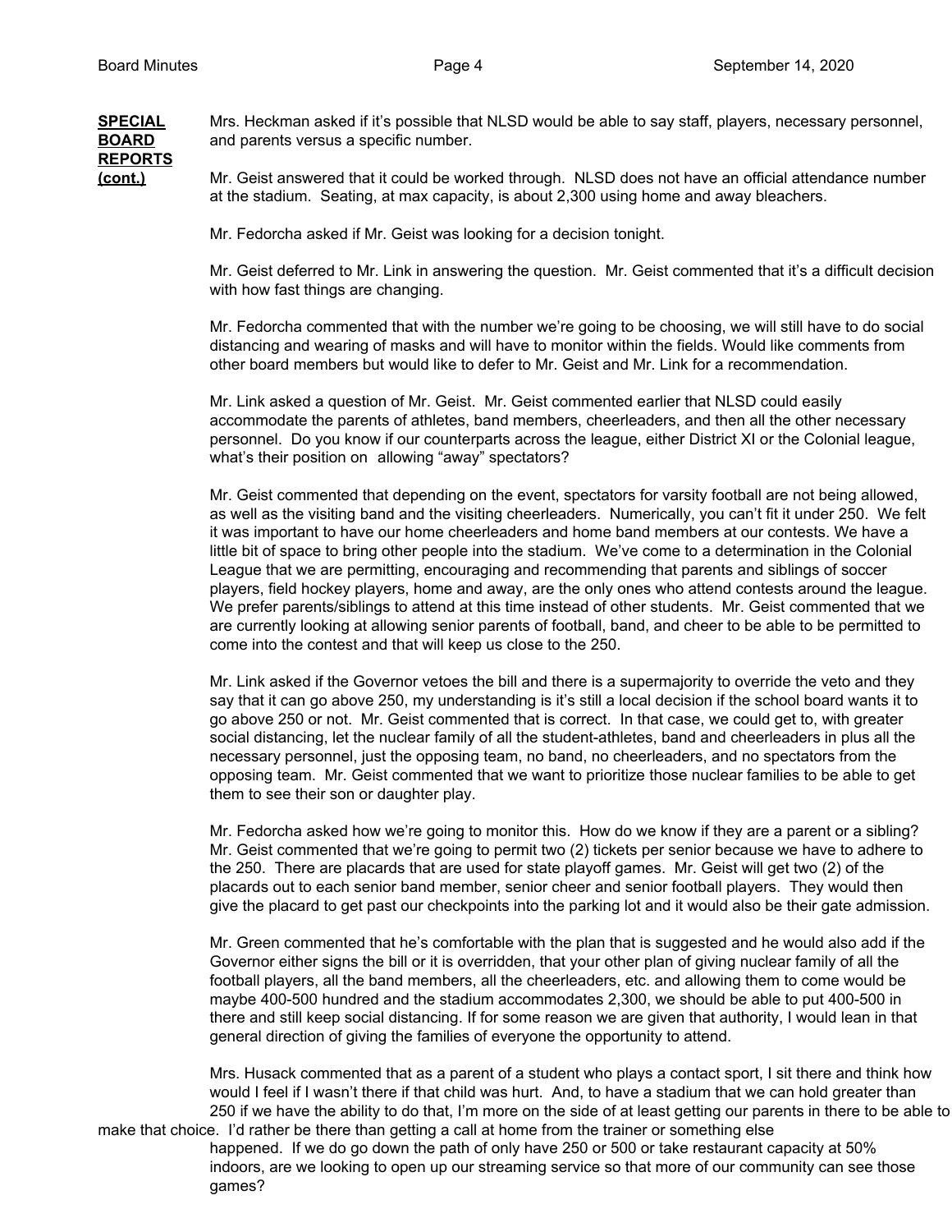**SPECIAL BOARD REPORTS (cont.)**

Mrs. Heckman asked if it's possible that NLSD would be able to say staff, players, necessary personnel, and parents versus a specific number.

Mr. Geist answered that it could be worked through. NLSD does not have an official attendance number at the stadium. Seating, at max capacity, is about 2,300 using home and away bleachers.

Mr. Fedorcha asked if Mr. Geist was looking for a decision tonight.

Mr. Geist deferred to Mr. Link in answering the question. Mr. Geist commented that it's a difficult decision with how fast things are changing.

Mr. Fedorcha commented that with the number we're going to be choosing, we will still have to do social distancing and wearing of masks and will have to monitor within the fields. Would like comments from other board members but would like to defer to Mr. Geist and Mr. Link for a recommendation.

Mr. Link asked a question of Mr. Geist. Mr. Geist commented earlier that NLSD could easily accommodate the parents of athletes, band members, cheerleaders, and then all the other necessary personnel. Do you know if our counterparts across the league, either District XI or the Colonial league, what's their position on allowing "away" spectators?

Mr. Geist commented that depending on the event, spectators for varsity football are not being allowed, as well as the visiting band and the visiting cheerleaders. Numerically, you can't fit it under 250. We felt it was important to have our home cheerleaders and home band members at our contests. We have a little bit of space to bring other people into the stadium. We've come to a determination in the Colonial League that we are permitting, encouraging and recommending that parents and siblings of soccer players, field hockey players, home and away, are the only ones who attend contests around the league. We prefer parents/siblings to attend at this time instead of other students. Mr. Geist commented that we are currently looking at allowing senior parents of football, band, and cheer to be able to be permitted to come into the contest and that will keep us close to the 250.

Mr. Link asked if the Governor vetoes the bill and there is a supermajority to override the veto and they say that it can go above 250, my understanding is it's still a local decision if the school board wants it to go above 250 or not. Mr. Geist commented that is correct. In that case, we could get to, with greater social distancing, let the nuclear family of all the student-athletes, band and cheerleaders in plus all the necessary personnel, just the opposing team, no band, no cheerleaders, and no spectators from the opposing team. Mr. Geist commented that we want to prioritize those nuclear families to be able to get them to see their son or daughter play.

Mr. Fedorcha asked how we're going to monitor this. How do we know if they are a parent or a sibling? Mr. Geist commented that we're going to permit two (2) tickets per senior because we have to adhere to the 250. There are placards that are used for state playoff games. Mr. Geist will get two (2) of the placards out to each senior band member, senior cheer and senior football players. They would then give the placard to get past our checkpoints into the parking lot and it would also be their gate admission.

Mr. Green commented that he's comfortable with the plan that is suggested and he would also add if the Governor either signs the bill or it is overridden, that your other plan of giving nuclear family of all the football players, all the band members, all the cheerleaders, etc. and allowing them to come would be maybe 400-500 hundred and the stadium accommodates 2,300, we should be able to put 400-500 in there and still keep social distancing. If for some reason we are given that authority, I would lean in that general direction of giving the families of everyone the opportunity to attend.

Mrs. Husack commented that as a parent of a student who plays a contact sport, I sit there and think how would I feel if I wasn't there if that child was hurt. And, to have a stadium that we can hold greater than 250 if we have the ability to do that, I'm more on the side of at least getting our parents in there to be able to make that choice. I'd rather be there than getting a call at home from the trainer or something else happened. If we do go down the path of only have 250 or 500 or take restaurant capacity at 50% indoors, are we looking to open up our streaming service so that more of our community can see those games?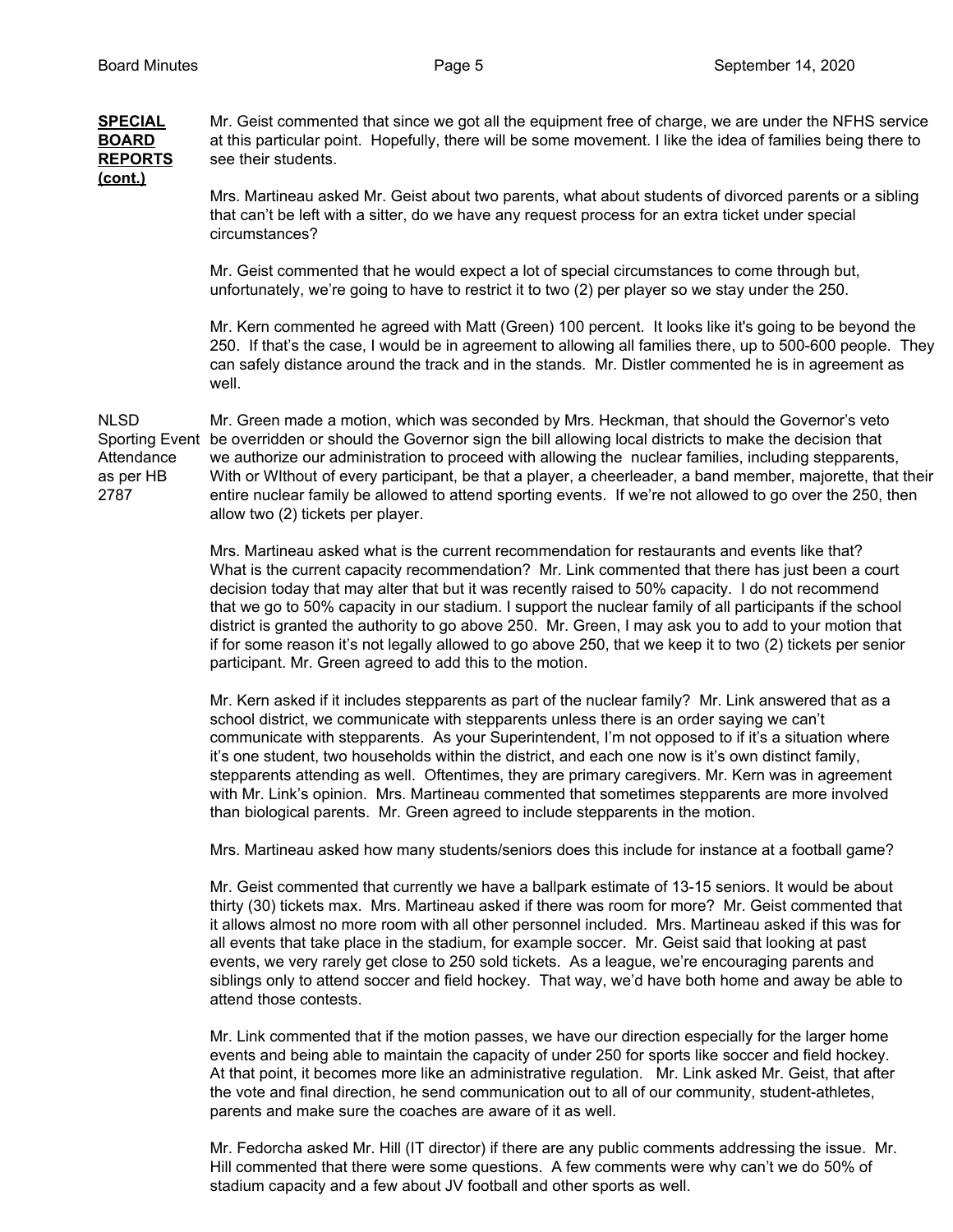**SPECIAL BOARD REPORTS (cont.)**

Mr. Geist commented that since we got all the equipment free of charge, we are under the NFHS service at this particular point. Hopefully, there will be some movement. I like the idea of families being there to see their students.

Mrs. Martineau asked Mr. Geist about two parents, what about students of divorced parents or a sibling that can't be left with a sitter, do we have any request process for an extra ticket under special circumstances?

Mr. Geist commented that he would expect a lot of special circumstances to come through but, unfortunately, we're going to have to restrict it to two (2) per player so we stay under the 250.

Mr. Kern commented he agreed with Matt (Green) 100 percent. It looks like it's going to be beyond the 250. If that's the case, I would be in agreement to allowing all families there, up to 500-600 people. They can safely distance around the track and in the stands. Mr. Distler commented he is in agreement as well.

NLSD Sporting Event Attendance as per HB 2787

Mr. Green made a motion, which was seconded by Mrs. Heckman, that should the Governor's veto be overridden or should the Governor sign the bill allowing local districts to make the decision that we authorize our administration to proceed with allowing the nuclear families, including stepparents, With or WIthout of every participant, be that a player, a cheerleader, a band member, majorette, that their entire nuclear family be allowed to attend sporting events. If we're not allowed to go over the 250, then allow two (2) tickets per player.

Mrs. Martineau asked what is the current recommendation for restaurants and events like that? What is the current capacity recommendation? Mr. Link commented that there has just been a court decision today that may alter that but it was recently raised to 50% capacity. I do not recommend that we go to 50% capacity in our stadium. I support the nuclear family of all participants if the school district is granted the authority to go above 250. Mr. Green, I may ask you to add to your motion that if for some reason it's not legally allowed to go above 250, that we keep it to two (2) tickets per senior participant. Mr. Green agreed to add this to the motion.

Mr. Kern asked if it includes stepparents as part of the nuclear family? Mr. Link answered that as a school district, we communicate with stepparents unless there is an order saying we can't communicate with stepparents. As your Superintendent, I'm not opposed to if it's a situation where it's one student, two households within the district, and each one now is it's own distinct family, stepparents attending as well. Oftentimes, they are primary caregivers. Mr. Kern was in agreement with Mr. Link's opinion. Mrs. Martineau commented that sometimes stepparents are more involved than biological parents. Mr. Green agreed to include stepparents in the motion.

Mrs. Martineau asked how many students/seniors does this include for instance at a football game?

Mr. Geist commented that currently we have a ballpark estimate of 13-15 seniors. It would be about thirty (30) tickets max. Mrs. Martineau asked if there was room for more? Mr. Geist commented that it allows almost no more room with all other personnel included. Mrs. Martineau asked if this was for all events that take place in the stadium, for example soccer. Mr. Geist said that looking at past events, we very rarely get close to 250 sold tickets. As a league, we're encouraging parents and siblings only to attend soccer and field hockey. That way, we'd have both home and away be able to attend those contests.

Mr. Link commented that if the motion passes, we have our direction especially for the larger home events and being able to maintain the capacity of under 250 for sports like soccer and field hockey. At that point, it becomes more like an administrative regulation. Mr. Link asked Mr. Geist, that after the vote and final direction, he send communication out to all of our community, student-athletes, parents and make sure the coaches are aware of it as well.

Mr. Fedorcha asked Mr. Hill (IT director) if there are any public comments addressing the issue. Mr. Hill commented that there were some questions. A few comments were why can't we do 50% of stadium capacity and a few about JV football and other sports as well.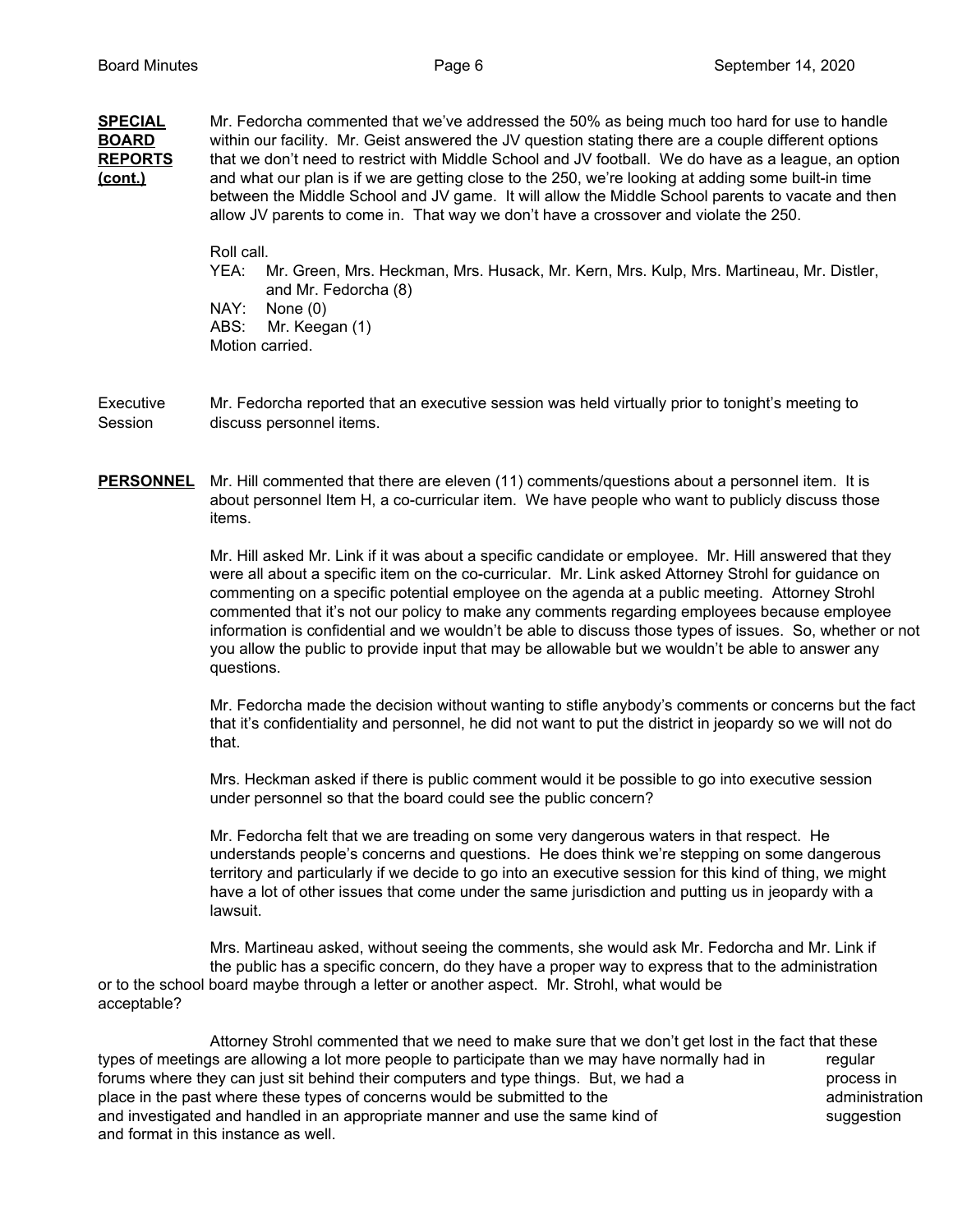**SPECIAL BOARD REPORTS (cont.)**

Mr. Fedorcha commented that we've addressed the 50% as being much too hard for use to handle within our facility. Mr. Geist answered the JV question stating there are a couple different options that we don't need to restrict with Middle School and JV football. We do have as a league, an option and what our plan is if we are getting close to the 250, we're looking at adding some built-in time between the Middle School and JV game. It will allow the Middle School parents to vacate and then allow JV parents to come in. That way we don't have a crossover and violate the 250.

Roll call.
YEA: Mr. Green, Mrs. Heckman, Mrs. Husack, Mr. Kern, Mrs. Kulp, Mrs. Martineau, Mr. Distler, and Mr. Fedorcha (8)
NAY: None (0)
ABS: Mr. Keegan (1)
Motion carried.

Executive Session

Mr. Fedorcha reported that an executive session was held virtually prior to tonight's meeting to discuss personnel items.

**PERSONNEL**

Mr. Hill commented that there are eleven (11) comments/questions about a personnel item. It is about personnel Item H, a co-curricular item. We have people who want to publicly discuss those items.

Mr. Hill asked Mr. Link if it was about a specific candidate or employee. Mr. Hill answered that they were all about a specific item on the co-curricular. Mr. Link asked Attorney Strohl for guidance on commenting on a specific potential employee on the agenda at a public meeting. Attorney Strohl commented that it's not our policy to make any comments regarding employees because employee information is confidential and we wouldn't be able to discuss those types of issues. So, whether or not you allow the public to provide input that may be allowable but we wouldn't be able to answer any questions.

Mr. Fedorcha made the decision without wanting to stifle anybody's comments or concerns but the fact that it's confidentiality and personnel, he did not want to put the district in jeopardy so we will not do that.

Mrs. Heckman asked if there is public comment would it be possible to go into executive session under personnel so that the board could see the public concern?

Mr. Fedorcha felt that we are treading on some very dangerous waters in that respect. He understands people's concerns and questions. He does think we're stepping on some dangerous territory and particularly if we decide to go into an executive session for this kind of thing, we might have a lot of other issues that come under the same jurisdiction and putting us in jeopardy with a lawsuit.

Mrs. Martineau asked, without seeing the comments, she would ask Mr. Fedorcha and Mr. Link if the public has a specific concern, do they have a proper way to express that to the administration or to the school board maybe through a letter or another aspect. Mr. Strohl, what would be acceptable?

Attorney Strohl commented that we need to make sure that we don't get lost in the fact that these types of meetings are allowing a lot more people to participate than we may have normally had in regular forums where they can just sit behind their computers and type things. But, we had a process in place in the past where these types of concerns would be submitted to the administration and investigated and handled in an appropriate manner and use the same kind of suggestion and format in this instance as well.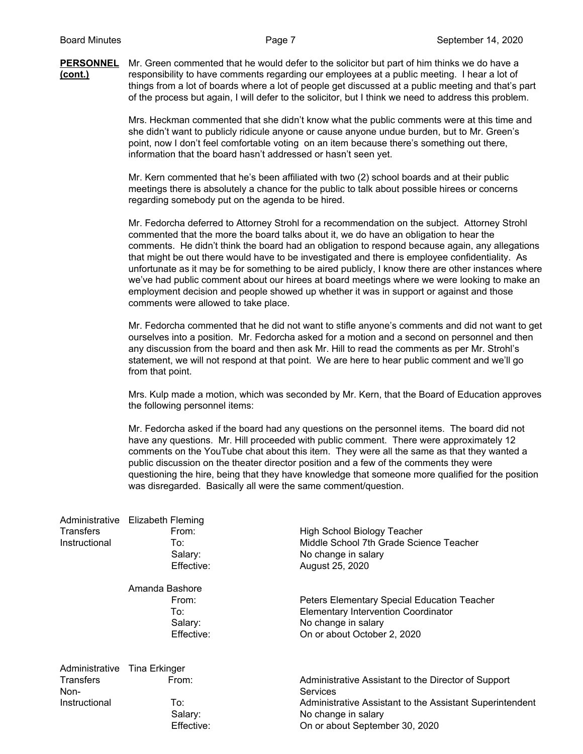**PERSONNEL (cont.)**

Mr. Green commented that he would defer to the solicitor but part of him thinks we do have a responsibility to have comments regarding our employees at a public meeting. I hear a lot of things from a lot of boards where a lot of people get discussed at a public meeting and that's part of the process but again, I will defer to the solicitor, but I think we need to address this problem.

Mrs. Heckman commented that she didn't know what the public comments were at this time and she didn't want to publicly ridicule anyone or cause anyone undue burden, but to Mr. Green's point, now I don't feel comfortable voting on an item because there's something out there, information that the board hasn't addressed or hasn't seen yet.

Mr. Kern commented that he's been affiliated with two (2) school boards and at their public meetings there is absolutely a chance for the public to talk about possible hirees or concerns regarding somebody put on the agenda to be hired.

Mr. Fedorcha deferred to Attorney Strohl for a recommendation on the subject. Attorney Strohl commented that the more the board talks about it, we do have an obligation to hear the comments. He didn't think the board had an obligation to respond because again, any allegations that might be out there would have to be investigated and there is employee confidentiality. As unfortunate as it may be for something to be aired publicly, I know there are other instances where we've had public comment about our hirees at board meetings where we were looking to make an employment decision and people showed up whether it was in support or against and those comments were allowed to take place.

Mr. Fedorcha commented that he did not want to stifle anyone's comments and did not want to get ourselves into a position. Mr. Fedorcha asked for a motion and a second on personnel and then any discussion from the board and then ask Mr. Hill to read the comments as per Mr. Strohl's statement, we will not respond at that point. We are here to hear public comment and we'll go from that point.

Mrs. Kulp made a motion, which was seconded by Mr. Kern, that the Board of Education approves the following personnel items:

Mr. Fedorcha asked if the board had any questions on the personnel items. The board did not have any questions. Mr. Hill proceeded with public comment. There were approximately 12 comments on the YouTube chat about this item. They were all the same as that they wanted a public discussion on the theater director position and a few of the comments they were questioning the hire, being that they have knowledge that someone more qualified for the position was disregarded. Basically all were the same comment/question.

**Administrative Transfers Instructional**

Elizabeth Fleming

| | |
|---|---|
| From: | High School Biology Teacher |
| To: | Middle School 7th Grade Science Teacher |
| Salary: | No change in salary |
| Effective: | August 25, 2020 |

Amanda Bashore

| | |
|---|---|
| From: | Peters Elementary Special Education Teacher |
| To: | Elementary Intervention Coordinator |
| Salary: | No change in salary |
| Effective: | On or about October 2, 2020 |

**Administrative Transfers Non-Instructional**

Tina Erkinger

| | |
|---|---|
| From: | Administrative Assistant to the Director of Support Services |
| To: | Administrative Assistant to the Assistant Superintendent |
| Salary: | No change in salary |
| Effective: | On or about September 30, 2020 |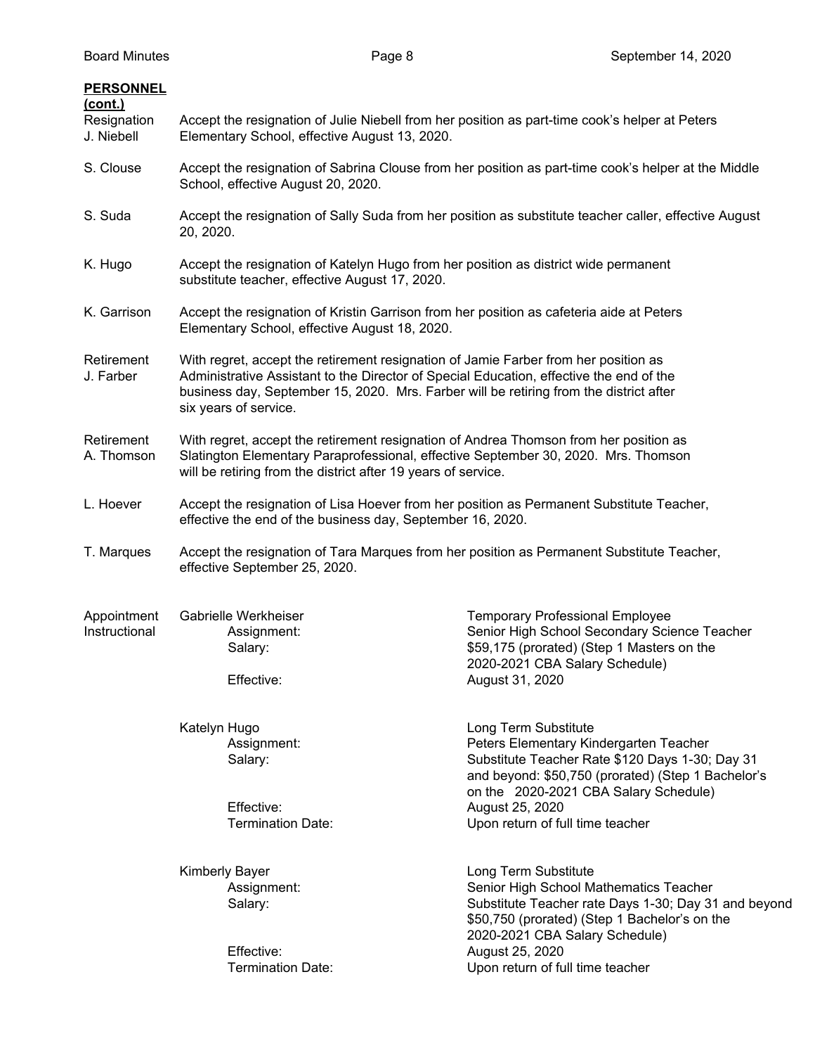**PERSONNEL (cont.)**

**Resignation J. Niebell** — Accept the resignation of Julie Niebell from her position as part-time cook's helper at Peters Elementary School, effective August 13, 2020.

**S. Clouse** — Accept the resignation of Sabrina Clouse from her position as part-time cook's helper at the Middle School, effective August 20, 2020.

**S. Suda** — Accept the resignation of Sally Suda from her position as substitute teacher caller, effective August 20, 2020.

**K. Hugo** — Accept the resignation of Katelyn Hugo from her position as district wide permanent substitute teacher, effective August 17, 2020.

**K. Garrison** — Accept the resignation of Kristin Garrison from her position as cafeteria aide at Peters Elementary School, effective August 18, 2020.

**Retirement J. Farber** — With regret, accept the retirement resignation of Jamie Farber from her position as Administrative Assistant to the Director of Special Education, effective the end of the business day, September 15, 2020. Mrs. Farber will be retiring from the district after six years of service.

**Retirement A. Thomson** — With regret, accept the retirement resignation of Andrea Thomson from her position as Slatington Elementary Paraprofessional, effective September 30, 2020. Mrs. Thomson will be retiring from the district after 19 years of service.

**L. Hoever** — Accept the resignation of Lisa Hoever from her position as Permanent Substitute Teacher, effective the end of the business day, September 16, 2020.

**T. Marques** — Accept the resignation of Tara Marques from her position as Permanent Substitute Teacher, effective September 25, 2020.

**Appointment Instructional**

Gabrielle Werkheiser — Temporary Professional Employee
- Assignment: Senior High School Secondary Science Teacher
- Salary: $59,175 (prorated) (Step 1 Masters on the 2020-2021 CBA Salary Schedule)
- Effective: August 31, 2020

Katelyn Hugo — Long Term Substitute
- Assignment: Peters Elementary Kindergarten Teacher
- Salary: Substitute Teacher Rate $120 Days 1-30; Day 31 and beyond: $50,750 (prorated) (Step 1 Bachelor's on the 2020-2021 CBA Salary Schedule)
- Effective: August 25, 2020
- Termination Date: Upon return of full time teacher

Kimberly Bayer — Long Term Substitute
- Assignment: Senior High School Mathematics Teacher
- Salary: Substitute Teacher rate Days 1-30; Day 31 and beyond $50,750 (prorated) (Step 1 Bachelor's on the 2020-2021 CBA Salary Schedule)
- Effective: August 25, 2020
- Termination Date: Upon return of full time teacher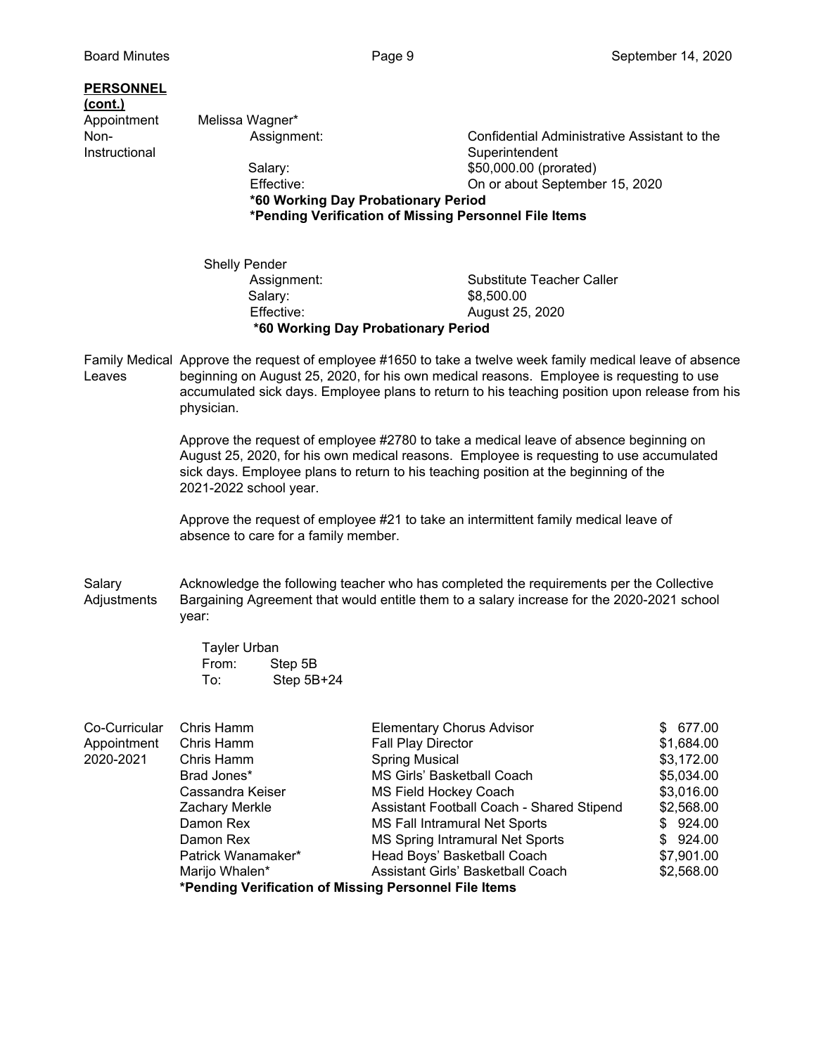**PERSONNEL (cont.)**

**Appointment Non-Instructional**

Melissa Wagner*

- Assignment: Confidential Administrative Assistant to the Superintendent
- Salary: $50,000.00 (prorated)
- Effective: On or about September 15, 2020

**\*60 Working Day Probationary Period**
**\*Pending Verification of Missing Personnel File Items**

Shelly Pender

- Assignment: Substitute Teacher Caller
- Salary: $8,500.00
- Effective: August 25, 2020

**\*60 Working Day Probationary Period**

**Family Medical Leaves**

Approve the request of employee #1650 to take a twelve week family medical leave of absence beginning on August 25, 2020, for his own medical reasons. Employee is requesting to use accumulated sick days. Employee plans to return to his teaching position upon release from his physician.

Approve the request of employee #2780 to take a medical leave of absence beginning on August 25, 2020, for his own medical reasons. Employee is requesting to use accumulated sick days. Employee plans to return to his teaching position at the beginning of the 2021-2022 school year.

Approve the request of employee #21 to take an intermittent family medical leave of absence to care for a family member.

**Salary Adjustments**

Acknowledge the following teacher who has completed the requirements per the Collective Bargaining Agreement that would entitle them to a salary increase for the 2020-2021 school year:

Tayler Urban
- From: Step 5B
- To: Step 5B+24

**Co-Curricular Appointment 2020-2021**

| Name | Position | Stipend |
|---|---|---|
| Chris Hamm | Elementary Chorus Advisor | $ 677.00 |
| Chris Hamm | Fall Play Director | $1,684.00 |
| Chris Hamm | Spring Musical | $3,172.00 |
| Brad Jones* | MS Girls' Basketball Coach | $5,034.00 |
| Cassandra Keiser | MS Field Hockey Coach | $3,016.00 |
| Zachary Merkle | Assistant Football Coach - Shared Stipend | $2,568.00 |
| Damon Rex | MS Fall Intramural Net Sports | $ 924.00 |
| Damon Rex | MS Spring Intramural Net Sports | $ 924.00 |
| Patrick Wanamaker* | Head Boys' Basketball Coach | $7,901.00 |
| Marijo Whalen* | Assistant Girls' Basketball Coach | $2,568.00 |

**\*Pending Verification of Missing Personnel File Items**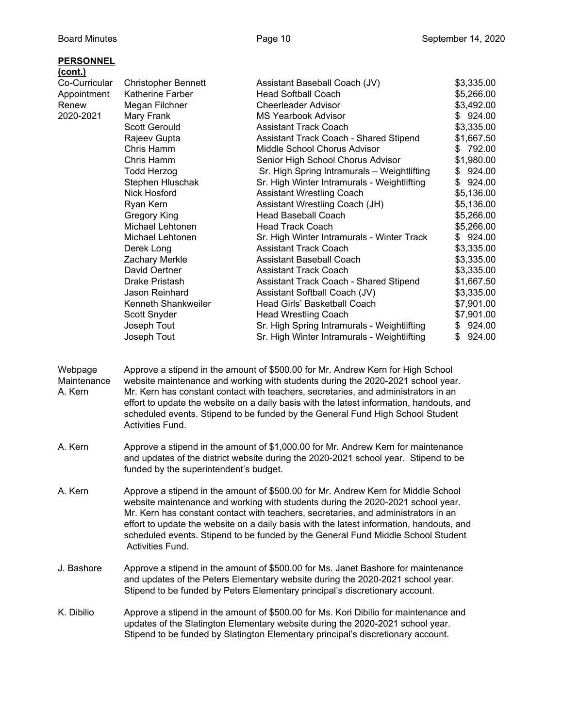**PERSONNEL (cont.)**

| | | | |
|---|---|---|---|
| Co-Curricular Appointment Renew 2020-2021 | Christopher Bennett | Assistant Baseball Coach (JV) | $3,335.00 |
| | Katherine Farber | Head Softball Coach | $5,266.00 |
| | Megan Filchner | Cheerleader Advisor | $3,492.00 |
| | Mary Frank | MS Yearbook Advisor | $ 924.00 |
| | Scott Gerould | Assistant Track Coach | $3,335.00 |
| | Rajeev Gupta | Assistant Track Coach - Shared Stipend | $1,667.50 |
| | Chris Hamm | Middle School Chorus Advisor | $ 792.00 |
| | Chris Hamm | Senior High School Chorus Advisor | $1,980.00 |
| | Todd Herzog | Sr. High Spring Intramurals – Weightlifting | $ 924.00 |
| | Stephen Hluschak | Sr. High Winter Intramurals - Weightlifting | $ 924.00 |
| | Nick Hosford | Assistant Wrestling Coach | $5,136.00 |
| | Ryan Kern | Assistant Wrestling Coach (JH) | $5,136.00 |
| | Gregory King | Head Baseball Coach | $5,266.00 |
| | Michael Lehtonen | Head Track Coach | $5,266.00 |
| | Michael Lehtonen | Sr. High Winter Intramurals - Winter Track | $ 924.00 |
| | Derek Long | Assistant Track Coach | $3,335.00 |
| | Zachary Merkle | Assistant Baseball Coach | $3,335.00 |
| | David Oertner | Assistant Track Coach | $3,335.00 |
| | Drake Pristash | Assistant Track Coach - Shared Stipend | $1,667.50 |
| | Jason Reinhard | Assistant Softball Coach (JV) | $3,335.00 |
| | Kenneth Shankweiler | Head Girls' Basketball Coach | $7,901.00 |
| | Scott Snyder | Head Wrestling Coach | $7,901.00 |
| | Joseph Tout | Sr. High Spring Intramurals - Weightlifting | $ 924.00 |
| | Joseph Tout | Sr. High Winter Intramurals - Weightlifting | $ 924.00 |

Webpage Maintenance A. Kern — Approve a stipend in the amount of $500.00 for Mr. Andrew Kern for High School website maintenance and working with students during the 2020-2021 school year. Mr. Kern has constant contact with teachers, secretaries, and administrators in an effort to update the website on a daily basis with the latest information, handouts, and scheduled events. Stipend to be funded by the General Fund High School Student Activities Fund.

A. Kern — Approve a stipend in the amount of $1,000.00 for Mr. Andrew Kern for maintenance and updates of the district website during the 2020-2021 school year. Stipend to be funded by the superintendent's budget.

A. Kern — Approve a stipend in the amount of $500.00 for Mr. Andrew Kern for Middle School website maintenance and working with students during the 2020-2021 school year. Mr. Kern has constant contact with teachers, secretaries, and administrators in an effort to update the website on a daily basis with the latest information, handouts, and scheduled events. Stipend to be funded by the General Fund Middle School Student Activities Fund.

J. Bashore — Approve a stipend in the amount of $500.00 for Ms. Janet Bashore for maintenance and updates of the Peters Elementary website during the 2020-2021 school year. Stipend to be funded by Peters Elementary principal's discretionary account.

K. Dibilio — Approve a stipend in the amount of $500.00 for Ms. Kori Dibilio for maintenance and updates of the Slatington Elementary website during the 2020-2021 school year. Stipend to be funded by Slatington Elementary principal's discretionary account.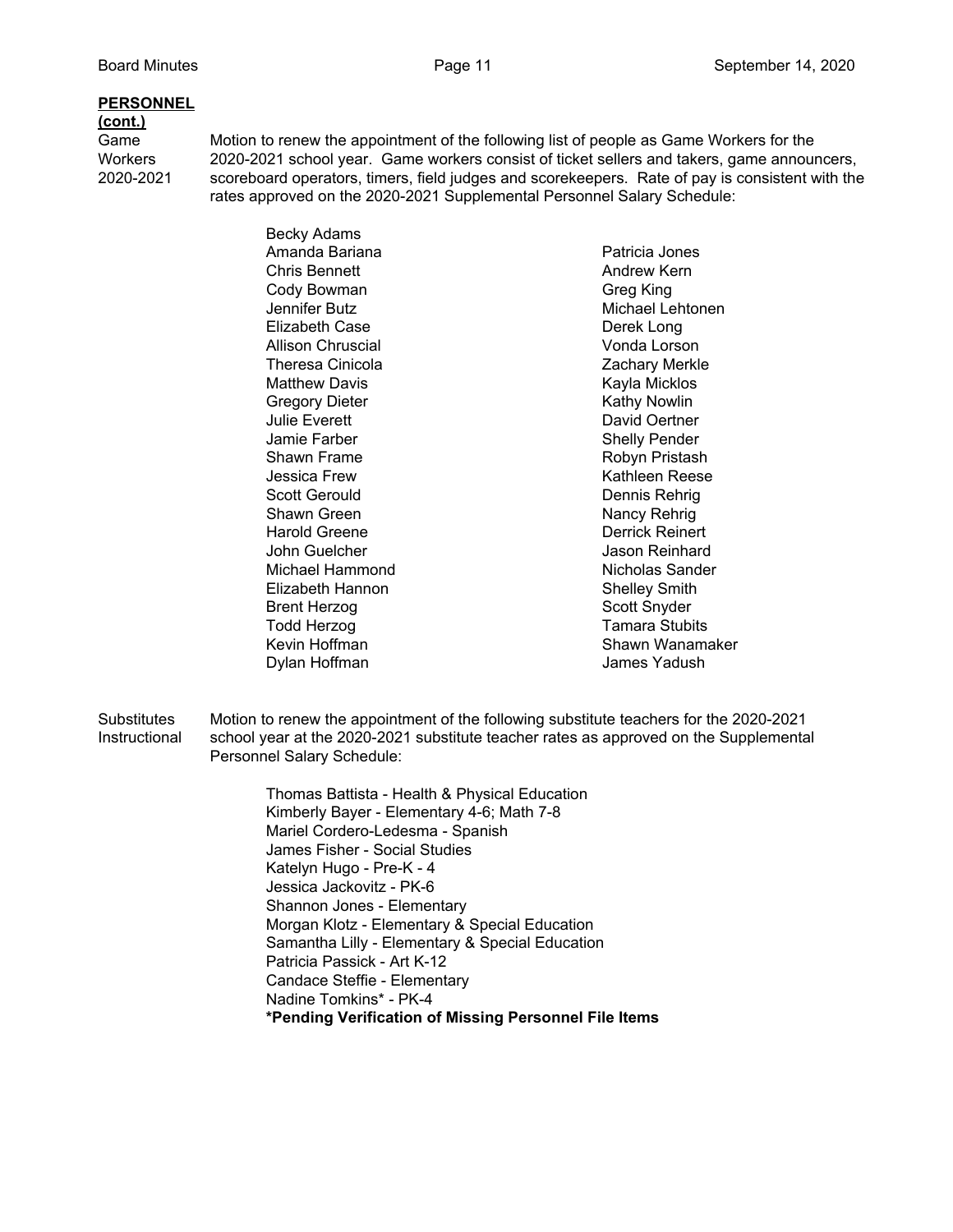**PERSONNEL (cont.)**

Game Workers 2020-2021

Motion to renew the appointment of the following list of people as Game Workers for the 2020-2021 school year. Game workers consist of ticket sellers and takers, game announcers, scoreboard operators, timers, field judges and scorekeepers. Rate of pay is consistent with the rates approved on the 2020-2021 Supplemental Personnel Salary Schedule:

- Becky Adams
- Amanda Bariana
- Chris Bennett
- Cody Bowman
- Jennifer Butz
- Elizabeth Case
- Allison Chruscial
- Theresa Cinicola
- Matthew Davis
- Gregory Dieter
- Julie Everett
- Jamie Farber
- Shawn Frame
- Jessica Frew
- Scott Gerould
- Shawn Green
- Harold Greene
- John Guelcher
- Michael Hammond
- Elizabeth Hannon
- Brent Herzog
- Todd Herzog
- Kevin Hoffman
- Dylan Hoffman
- Patricia Jones
- Andrew Kern
- Greg King
- Michael Lehtonen
- Derek Long
- Vonda Lorson
- Zachary Merkle
- Kayla Micklos
- Kathy Nowlin
- David Oertner
- Shelly Pender
- Robyn Pristash
- Kathleen Reese
- Dennis Rehrig
- Nancy Rehrig
- Derrick Reinert
- Jason Reinhard
- Nicholas Sander
- Shelley Smith
- Scott Snyder
- Tamara Stubits
- Shawn Wanamaker
- James Yadush

Substitutes Instructional

Motion to renew the appointment of the following substitute teachers for the 2020-2021 school year at the 2020-2021 substitute teacher rates as approved on the Supplemental Personnel Salary Schedule:

- Thomas Battista - Health & Physical Education
- Kimberly Bayer - Elementary 4-6; Math 7-8
- Mariel Cordero-Ledesma - Spanish
- James Fisher - Social Studies
- Katelyn Hugo - Pre-K - 4
- Jessica Jackovitz - PK-6
- Shannon Jones - Elementary
- Morgan Klotz - Elementary & Special Education
- Samantha Lilly - Elementary & Special Education
- Patricia Passick - Art K-12
- Candace Steffie - Elementary
- Nadine Tomkins* - PK-4

**\*Pending Verification of Missing Personnel File Items**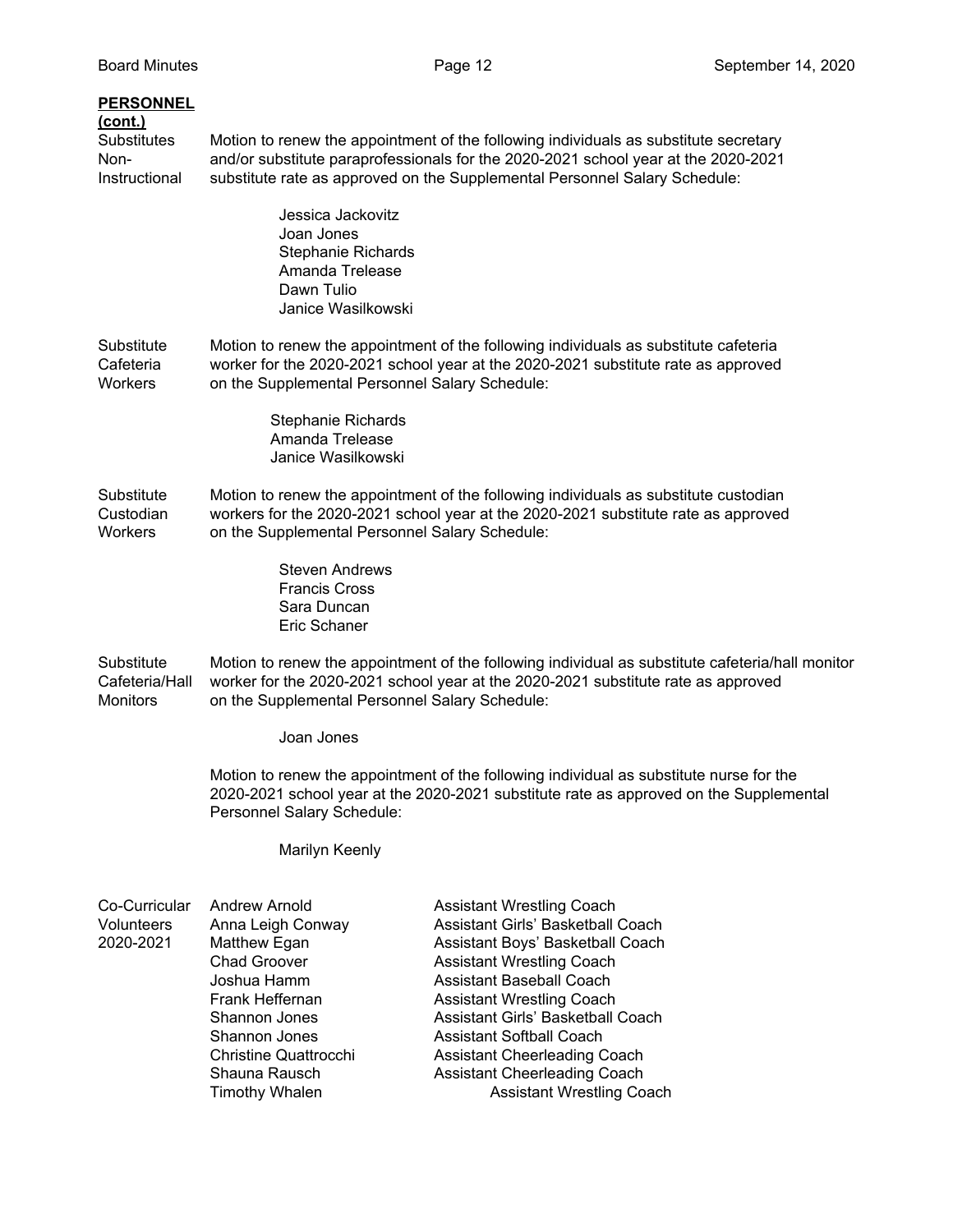**PERSONNEL (cont.)**

Substitutes Non-Instructional

Motion to renew the appointment of the following individuals as substitute secretary and/or substitute paraprofessionals for the 2020-2021 school year at the 2020-2021 substitute rate as approved on the Supplemental Personnel Salary Schedule:

Jessica Jackovitz
Joan Jones
Stephanie Richards
Amanda Trelease
Dawn Tulio
Janice Wasilkowski

Substitute Cafeteria Workers

Motion to renew the appointment of the following individuals as substitute cafeteria worker for the 2020-2021 school year at the 2020-2021 substitute rate as approved on the Supplemental Personnel Salary Schedule:

Stephanie Richards
Amanda Trelease
Janice Wasilkowski

Substitute Custodian Workers

Motion to renew the appointment of the following individuals as substitute custodian workers for the 2020-2021 school year at the 2020-2021 substitute rate as approved on the Supplemental Personnel Salary Schedule:

Steven Andrews
Francis Cross
Sara Duncan
Eric Schaner

Substitute Cafeteria/Hall Monitors

Motion to renew the appointment of the following individual as substitute cafeteria/hall monitor worker for the 2020-2021 school year at the 2020-2021 substitute rate as approved on the Supplemental Personnel Salary Schedule:

Joan Jones

Motion to renew the appointment of the following individual as substitute nurse for the 2020-2021 school year at the 2020-2021 substitute rate as approved on the Supplemental Personnel Salary Schedule:

Marilyn Keenly

Co-Curricular Volunteers 2020-2021

| Name | Position |
|---|---|
| Andrew Arnold | Assistant Wrestling Coach |
| Anna Leigh Conway | Assistant Girls' Basketball Coach |
| Matthew Egan | Assistant Boys' Basketball Coach |
| Chad Groover | Assistant Wrestling Coach |
| Joshua Hamm | Assistant Baseball Coach |
| Frank Heffernan | Assistant Wrestling Coach |
| Shannon Jones | Assistant Girls' Basketball Coach |
| Shannon Jones | Assistant Softball Coach |
| Christine Quattrocchi | Assistant Cheerleading Coach |
| Shauna Rausch | Assistant Cheerleading Coach |
| Timothy Whalen | Assistant Wrestling Coach |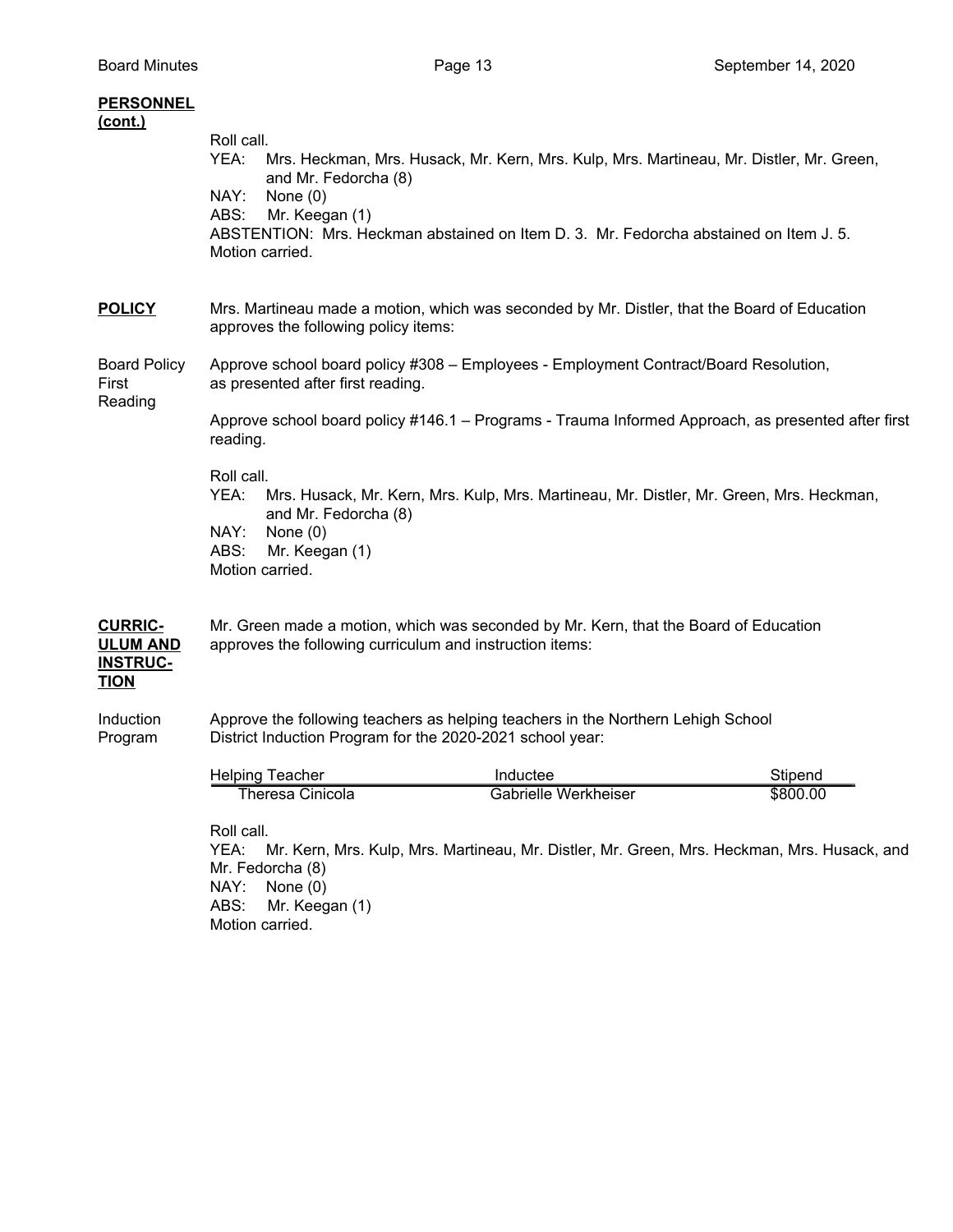**PERSONNEL (cont.)**

Roll call.
YEA: Mrs. Heckman, Mrs. Husack, Mr. Kern, Mrs. Kulp, Mrs. Martineau, Mr. Distler, Mr. Green, and Mr. Fedorcha (8)
NAY: None (0)
ABS: Mr. Keegan (1)
ABSTENTION: Mrs. Heckman abstained on Item D. 3. Mr. Fedorcha abstained on Item J. 5.
Motion carried.

**POLICY**

Mrs. Martineau made a motion, which was seconded by Mr. Distler, that the Board of Education approves the following policy items:

Board Policy First Reading

Approve school board policy #308 – Employees - Employment Contract/Board Resolution, as presented after first reading.

Approve school board policy #146.1 – Programs - Trauma Informed Approach, as presented after first reading.

Roll call.
YEA: Mrs. Husack, Mr. Kern, Mrs. Kulp, Mrs. Martineau, Mr. Distler, Mr. Green, Mrs. Heckman, and Mr. Fedorcha (8)
NAY: None (0)
ABS: Mr. Keegan (1)
Motion carried.

**CURRICULUM AND INSTRUCTION**

Mr. Green made a motion, which was seconded by Mr. Kern, that the Board of Education approves the following curriculum and instruction items:

Induction Program

Approve the following teachers as helping teachers in the Northern Lehigh School District Induction Program for the 2020-2021 school year:

| Helping Teacher | Inductee | Stipend |
|---|---|---|
| Theresa Cinicola | Gabrielle Werkheiser | $800.00 |

Roll call.
YEA: Mr. Kern, Mrs. Kulp, Mrs. Martineau, Mr. Distler, Mr. Green, Mrs. Heckman, Mrs. Husack, and Mr. Fedorcha (8)
NAY: None (0)
ABS: Mr. Keegan (1)
Motion carried.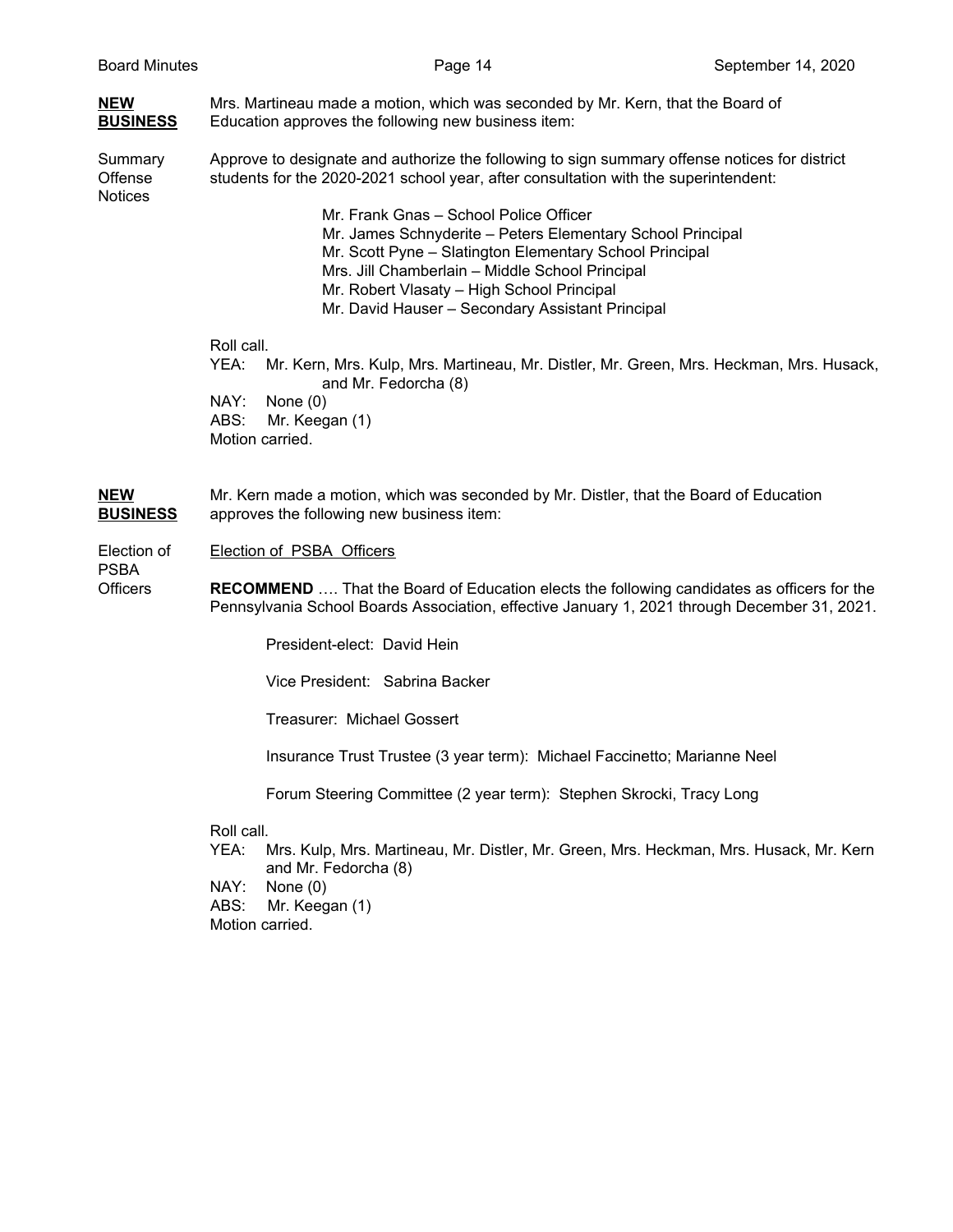**NEW BUSINESS**

Mrs. Martineau made a motion, which was seconded by Mr. Kern, that the Board of Education approves the following new business item:

Summary Offense Notices

Approve to designate and authorize the following to sign summary offense notices for district students for the 2020-2021 school year, after consultation with the superintendent:

Mr. Frank Gnas – School Police Officer
Mr. James Schnyderite – Peters Elementary School Principal
Mr. Scott Pyne – Slatington Elementary School Principal
Mrs. Jill Chamberlain – Middle School Principal
Mr. Robert Vlasaty – High School Principal
Mr. David Hauser – Secondary Assistant Principal

Roll call.
YEA: Mr. Kern, Mrs. Kulp, Mrs. Martineau, Mr. Distler, Mr. Green, Mrs. Heckman, Mrs. Husack, and Mr. Fedorcha (8)
NAY: None (0)
ABS: Mr. Keegan (1)
Motion carried.

**NEW BUSINESS**

Mr. Kern made a motion, which was seconded by Mr. Distler, that the Board of Education approves the following new business item:

Election of PSBA Officers

Election of PSBA Officers

**RECOMMEND** …. That the Board of Education elects the following candidates as officers for the Pennsylvania School Boards Association, effective January 1, 2021 through December 31, 2021.

President-elect: David Hein

Vice President: Sabrina Backer

Treasurer: Michael Gossert

Insurance Trust Trustee (3 year term): Michael Faccinetto; Marianne Neel

Forum Steering Committee (2 year term): Stephen Skrocki, Tracy Long

Roll call.
YEA: Mrs. Kulp, Mrs. Martineau, Mr. Distler, Mr. Green, Mrs. Heckman, Mrs. Husack, Mr. Kern and Mr. Fedorcha (8)
NAY: None (0)
ABS: Mr. Keegan (1)
Motion carried.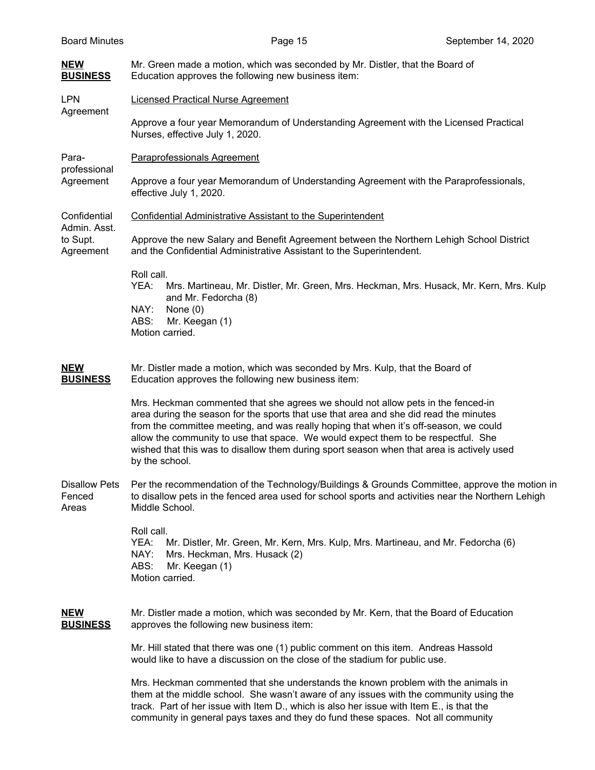**NEW BUSINESS**

Mr. Green made a motion, which was seconded by Mr. Distler, that the Board of Education approves the following new business item:

LPN Agreement

Licensed Practical Nurse Agreement

Approve a four year Memorandum of Understanding Agreement with the Licensed Practical Nurses, effective July 1, 2020.

Para-professional Agreement

Paraprofessionals Agreement

Approve a four year Memorandum of Understanding Agreement with the Paraprofessionals, effective July 1, 2020.

Confidential Admin. Asst. to Supt. Agreement

Confidential Administrative Assistant to the Superintendent

Approve the new Salary and Benefit Agreement between the Northern Lehigh School District and the Confidential Administrative Assistant to the Superintendent.

Roll call.
YEA: Mrs. Martineau, Mr. Distler, Mr. Green, Mrs. Heckman, Mrs. Husack, Mr. Kern, Mrs. Kulp and Mr. Fedorcha (8)
NAY: None (0)
ABS: Mr. Keegan (1)
Motion carried.

**NEW BUSINESS**

Mr. Distler made a motion, which was seconded by Mrs. Kulp, that the Board of Education approves the following new business item:

Mrs. Heckman commented that she agrees we should not allow pets in the fenced-in area during the season for the sports that use that area and she did read the minutes from the committee meeting, and was really hoping that when it's off-season, we could allow the community to use that space. We would expect them to be respectful. She wished that this was to disallow them during sport season when that area is actively used by the school.

Disallow Pets Fenced Areas

Per the recommendation of the Technology/Buildings & Grounds Committee, approve the motion in to disallow pets in the fenced area used for school sports and activities near the Northern Lehigh Middle School.

Roll call.
YEA: Mr. Distler, Mr. Green, Mr. Kern, Mrs. Kulp, Mrs. Martineau, and Mr. Fedorcha (6)
NAY: Mrs. Heckman, Mrs. Husack (2)
ABS: Mr. Keegan (1)
Motion carried.

**NEW BUSINESS**

Mr. Distler made a motion, which was seconded by Mr. Kern, that the Board of Education approves the following new business item:

Mr. Hill stated that there was one (1) public comment on this item. Andreas Hassold would like to have a discussion on the close of the stadium for public use.

Mrs. Heckman commented that she understands the known problem with the animals in them at the middle school. She wasn't aware of any issues with the community using the track. Part of her issue with Item D., which is also her issue with Item E., is that the community in general pays taxes and they do fund these spaces. Not all community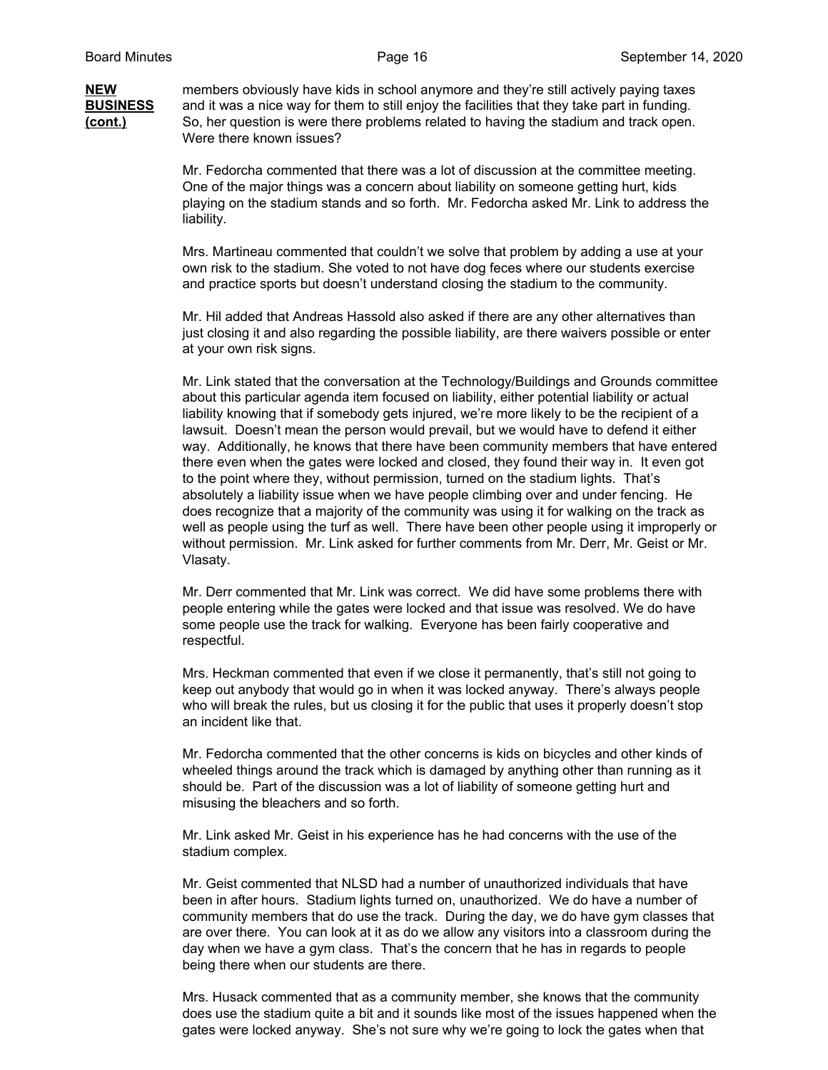**NEW BUSINESS (cont.)**

members obviously have kids in school anymore and they're still actively paying taxes and it was a nice way for them to still enjoy the facilities that they take part in funding. So, her question is were there problems related to having the stadium and track open. Were there known issues?

Mr. Fedorcha commented that there was a lot of discussion at the committee meeting. One of the major things was a concern about liability on someone getting hurt, kids playing on the stadium stands and so forth. Mr. Fedorcha asked Mr. Link to address the liability.

Mrs. Martineau commented that couldn't we solve that problem by adding a use at your own risk to the stadium. She voted to not have dog feces where our students exercise and practice sports but doesn't understand closing the stadium to the community.

Mr. Hil added that Andreas Hassold also asked if there are any other alternatives than just closing it and also regarding the possible liability, are there waivers possible or enter at your own risk signs.

Mr. Link stated that the conversation at the Technology/Buildings and Grounds committee about this particular agenda item focused on liability, either potential liability or actual liability knowing that if somebody gets injured, we're more likely to be the recipient of a lawsuit. Doesn't mean the person would prevail, but we would have to defend it either way. Additionally, he knows that there have been community members that have entered there even when the gates were locked and closed, they found their way in. It even got to the point where they, without permission, turned on the stadium lights. That's absolutely a liability issue when we have people climbing over and under fencing. He does recognize that a majority of the community was using it for walking on the track as well as people using the turf as well. There have been other people using it improperly or without permission. Mr. Link asked for further comments from Mr. Derr, Mr. Geist or Mr. Vlasaty.

Mr. Derr commented that Mr. Link was correct. We did have some problems there with people entering while the gates were locked and that issue was resolved. We do have some people use the track for walking. Everyone has been fairly cooperative and respectful.

Mrs. Heckman commented that even if we close it permanently, that's still not going to keep out anybody that would go in when it was locked anyway. There's always people who will break the rules, but us closing it for the public that uses it properly doesn't stop an incident like that.

Mr. Fedorcha commented that the other concerns is kids on bicycles and other kinds of wheeled things around the track which is damaged by anything other than running as it should be. Part of the discussion was a lot of liability of someone getting hurt and misusing the bleachers and so forth.

Mr. Link asked Mr. Geist in his experience has he had concerns with the use of the stadium complex.

Mr. Geist commented that NLSD had a number of unauthorized individuals that have been in after hours. Stadium lights turned on, unauthorized. We do have a number of community members that do use the track. During the day, we do have gym classes that are over there. You can look at it as do we allow any visitors into a classroom during the day when we have a gym class. That's the concern that he has in regards to people being there when our students are there.

Mrs. Husack commented that as a community member, she knows that the community does use the stadium quite a bit and it sounds like most of the issues happened when the gates were locked anyway. She's not sure why we're going to lock the gates when that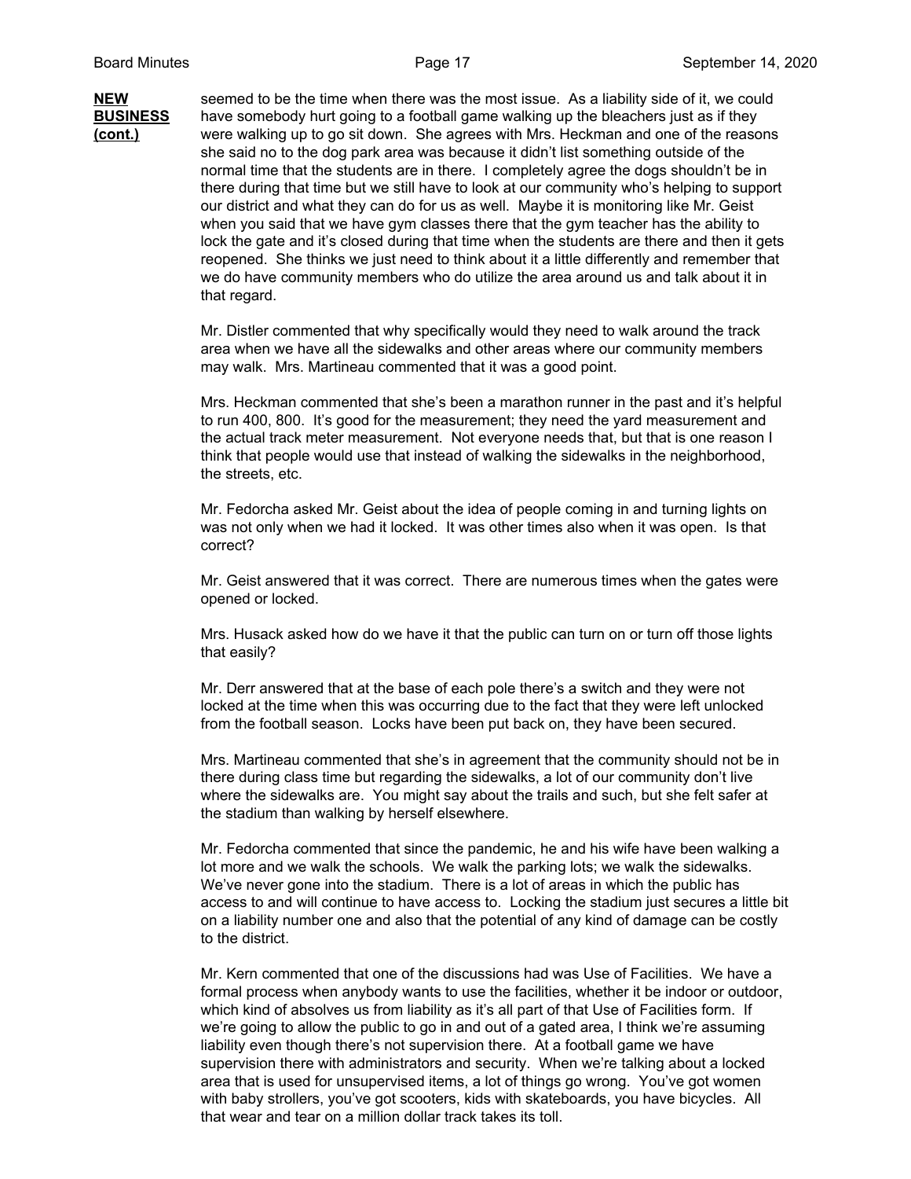**NEW BUSINESS (cont.)**

seemed to be the time when there was the most issue. As a liability side of it, we could have somebody hurt going to a football game walking up the bleachers just as if they were walking up to go sit down. She agrees with Mrs. Heckman and one of the reasons she said no to the dog park area was because it didn't list something outside of the normal time that the students are in there. I completely agree the dogs shouldn't be in there during that time but we still have to look at our community who's helping to support our district and what they can do for us as well. Maybe it is monitoring like Mr. Geist when you said that we have gym classes there that the gym teacher has the ability to lock the gate and it's closed during that time when the students are there and then it gets reopened. She thinks we just need to think about it a little differently and remember that we do have community members who do utilize the area around us and talk about it in that regard.

Mr. Distler commented that why specifically would they need to walk around the track area when we have all the sidewalks and other areas where our community members may walk. Mrs. Martineau commented that it was a good point.

Mrs. Heckman commented that she's been a marathon runner in the past and it's helpful to run 400, 800. It's good for the measurement; they need the yard measurement and the actual track meter measurement. Not everyone needs that, but that is one reason I think that people would use that instead of walking the sidewalks in the neighborhood, the streets, etc.

Mr. Fedorcha asked Mr. Geist about the idea of people coming in and turning lights on was not only when we had it locked. It was other times also when it was open. Is that correct?

Mr. Geist answered that it was correct. There are numerous times when the gates were opened or locked.

Mrs. Husack asked how do we have it that the public can turn on or turn off those lights that easily?

Mr. Derr answered that at the base of each pole there's a switch and they were not locked at the time when this was occurring due to the fact that they were left unlocked from the football season. Locks have been put back on, they have been secured.

Mrs. Martineau commented that she's in agreement that the community should not be in there during class time but regarding the sidewalks, a lot of our community don't live where the sidewalks are. You might say about the trails and such, but she felt safer at the stadium than walking by herself elsewhere.

Mr. Fedorcha commented that since the pandemic, he and his wife have been walking a lot more and we walk the schools. We walk the parking lots; we walk the sidewalks. We've never gone into the stadium. There is a lot of areas in which the public has access to and will continue to have access to. Locking the stadium just secures a little bit on a liability number one and also that the potential of any kind of damage can be costly to the district.

Mr. Kern commented that one of the discussions had was Use of Facilities. We have a formal process when anybody wants to use the facilities, whether it be indoor or outdoor, which kind of absolves us from liability as it's all part of that Use of Facilities form. If we're going to allow the public to go in and out of a gated area, I think we're assuming liability even though there's not supervision there. At a football game we have supervision there with administrators and security. When we're talking about a locked area that is used for unsupervised items, a lot of things go wrong. You've got women with baby strollers, you've got scooters, kids with skateboards, you have bicycles. All that wear and tear on a million dollar track takes its toll.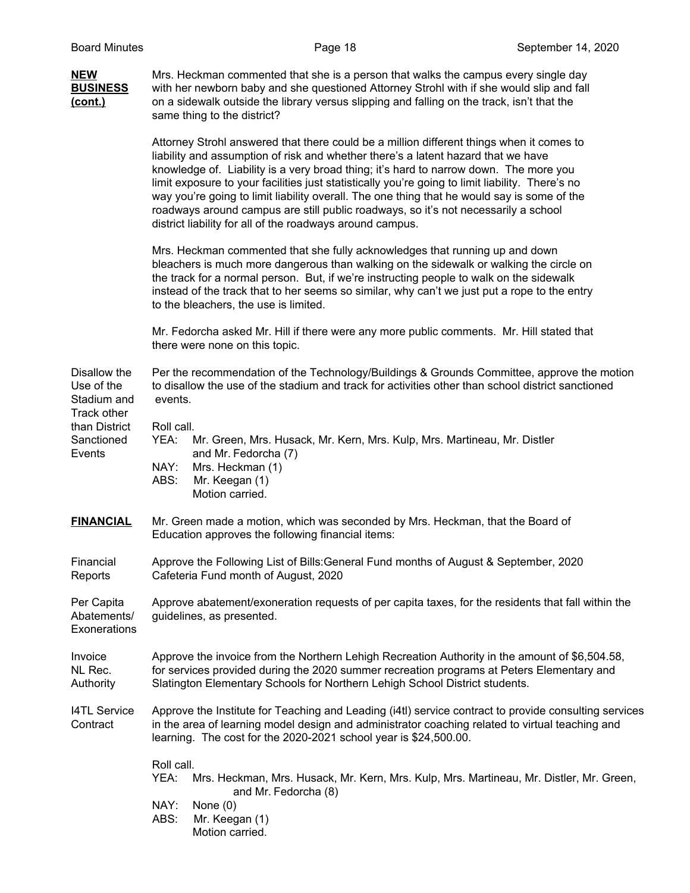**NEW BUSINESS (cont.)**

Mrs. Heckman commented that she is a person that walks the campus every single day with her newborn baby and she questioned Attorney Strohl with if she would slip and fall on a sidewalk outside the library versus slipping and falling on the track, isn't that the same thing to the district?

Attorney Strohl answered that there could be a million different things when it comes to liability and assumption of risk and whether there's a latent hazard that we have knowledge of. Liability is a very broad thing; it's hard to narrow down. The more you limit exposure to your facilities just statistically you're going to limit liability. There's no way you're going to limit liability overall. The one thing that he would say is some of the roadways around campus are still public roadways, so it's not necessarily a school district liability for all of the roadways around campus.

Mrs. Heckman commented that she fully acknowledges that running up and down bleachers is much more dangerous than walking on the sidewalk or walking the circle on the track for a normal person. But, if we're instructing people to walk on the sidewalk instead of the track that to her seems so similar, why can't we just put a rope to the entry to the bleachers, the use is limited.

Mr. Fedorcha asked Mr. Hill if there were any more public comments. Mr. Hill stated that there were none on this topic.

**Disallow the Use of the Stadium and Track other than District Sanctioned Events**

Per the recommendation of the Technology/Buildings & Grounds Committee, approve the motion to disallow the use of the stadium and track for activities other than school district sanctioned events.

Roll call.
YEA: Mr. Green, Mrs. Husack, Mr. Kern, Mrs. Kulp, Mrs. Martineau, Mr. Distler and Mr. Fedorcha (7)
NAY: Mrs. Heckman (1)
ABS: Mr. Keegan (1)
Motion carried.

**FINANCIAL**

Mr. Green made a motion, which was seconded by Mrs. Heckman, that the Board of Education approves the following financial items:

**Financial Reports**

Approve the Following List of Bills:General Fund months of August & September, 2020 Cafeteria Fund month of August, 2020

**Per Capita Abatements/ Exonerations**

Approve abatement/exoneration requests of per capita taxes, for the residents that fall within the guidelines, as presented.

**Invoice NL Rec. Authority**

Approve the invoice from the Northern Lehigh Recreation Authority in the amount of $6,504.58, for services provided during the 2020 summer recreation programs at Peters Elementary and Slatington Elementary Schools for Northern Lehigh School District students.

**I4TL Service Contract**

Approve the Institute for Teaching and Leading (i4tl) service contract to provide consulting services in the area of learning model design and administrator coaching related to virtual teaching and learning. The cost for the 2020-2021 school year is $24,500.00.

Roll call.
YEA: Mrs. Heckman, Mrs. Husack, Mr. Kern, Mrs. Kulp, Mrs. Martineau, Mr. Distler, Mr. Green, and Mr. Fedorcha (8)
NAY: None (0)
ABS: Mr. Keegan (1)
Motion carried.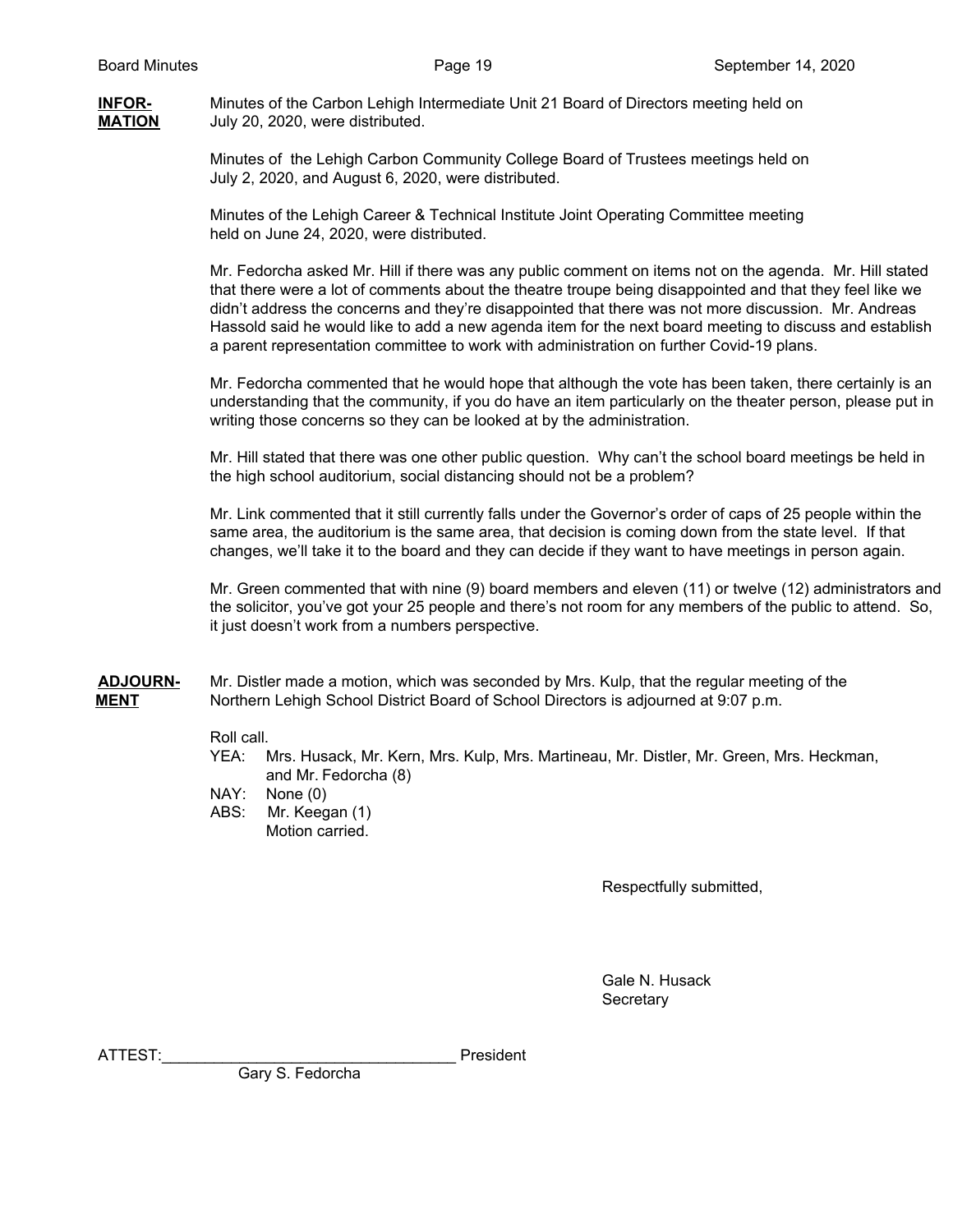**INFOR-MATION** Minutes of the Carbon Lehigh Intermediate Unit 21 Board of Directors meeting held on July 20, 2020, were distributed.

Minutes of the Lehigh Carbon Community College Board of Trustees meetings held on July 2, 2020, and August 6, 2020, were distributed.

Minutes of the Lehigh Career & Technical Institute Joint Operating Committee meeting held on June 24, 2020, were distributed.

Mr. Fedorcha asked Mr. Hill if there was any public comment on items not on the agenda. Mr. Hill stated that there were a lot of comments about the theatre troupe being disappointed and that they feel like we didn't address the concerns and they're disappointed that there was not more discussion. Mr. Andreas Hassold said he would like to add a new agenda item for the next board meeting to discuss and establish a parent representation committee to work with administration on further Covid-19 plans.

Mr. Fedorcha commented that he would hope that although the vote has been taken, there certainly is an understanding that the community, if you do have an item particularly on the theater person, please put in writing those concerns so they can be looked at by the administration.

Mr. Hill stated that there was one other public question. Why can't the school board meetings be held in the high school auditorium, social distancing should not be a problem?

Mr. Link commented that it still currently falls under the Governor's order of caps of 25 people within the same area, the auditorium is the same area, that decision is coming down from the state level. If that changes, we'll take it to the board and they can decide if they want to have meetings in person again.

Mr. Green commented that with nine (9) board members and eleven (11) or twelve (12) administrators and the solicitor, you've got your 25 people and there's not room for any members of the public to attend. So, it just doesn't work from a numbers perspective.

**ADJOURN-MENT** Mr. Distler made a motion, which was seconded by Mrs. Kulp, that the regular meeting of the Northern Lehigh School District Board of School Directors is adjourned at 9:07 p.m.

Roll call.

YEA: Mrs. Husack, Mr. Kern, Mrs. Kulp, Mrs. Martineau, Mr. Distler, Mr. Green, Mrs. Heckman, and Mr. Fedorcha (8)

NAY: None (0)

ABS: Mr. Keegan (1)

Motion carried.

Respectfully submitted,

Gale N. Husack
Secretary

ATTEST:__________________________________ President
Gary S. Fedorcha